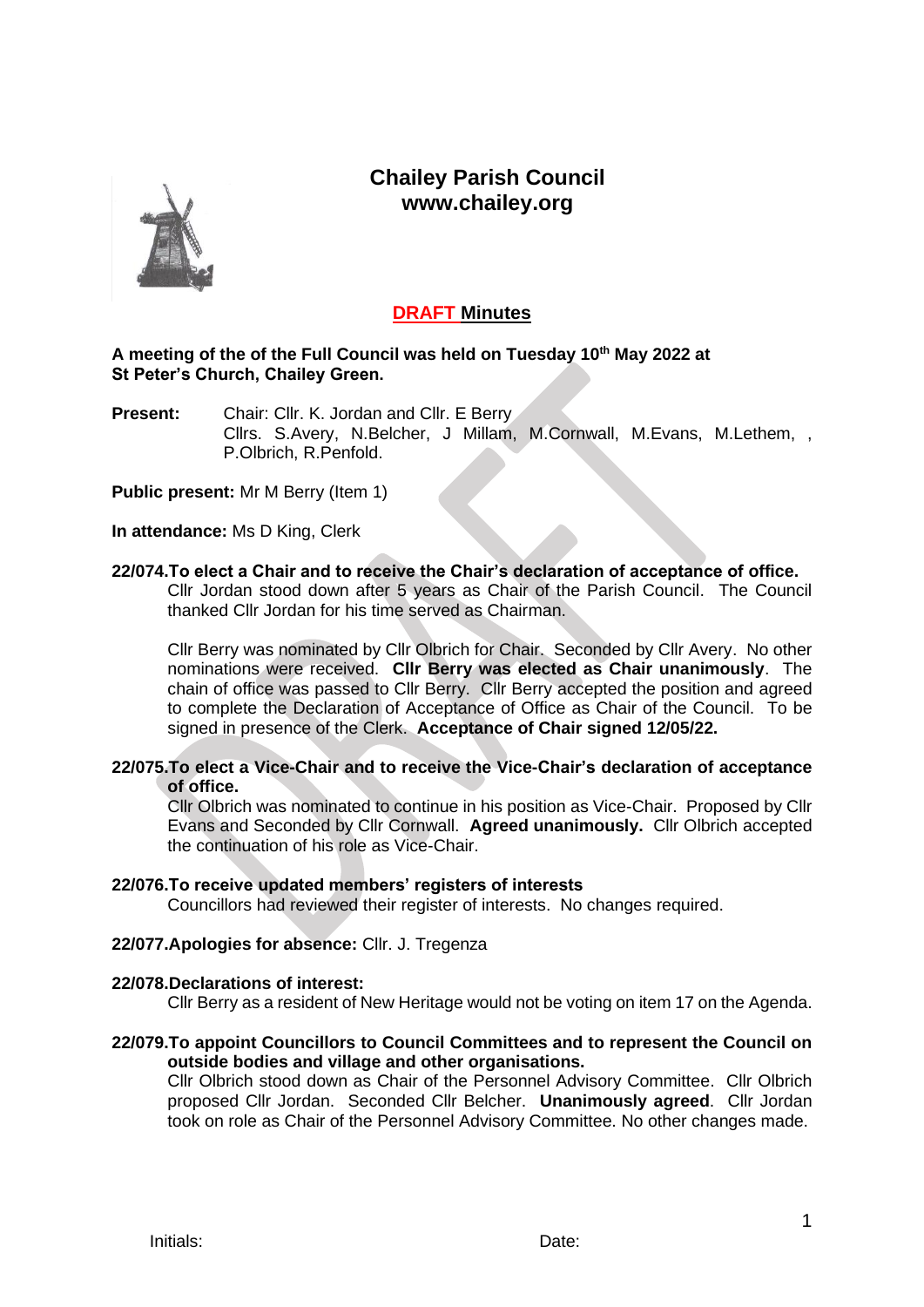# Chailey Parish Council
**www.chailey.org**

## DRAFT Minutes

**A meeting of the of the Full Council was held on Tuesday 10th May 2022 at St Peter's Church, Chailey Green.**

**Present:** Chair: Cllr. K. Jordan and Cllr. E Berry
Cllrs. S.Avery, N.Belcher, J Millam, M.Cornwall, M.Evans, M.Lethem, , P.Olbrich, R.Penfold.

**Public present:** Mr M Berry (Item 1)

**In attendance:** Ms D King, Clerk

**22/074.To elect a Chair and to receive the Chair's declaration of acceptance of office.**

Cllr Jordan stood down after 5 years as Chair of the Parish Council. The Council thanked Cllr Jordan for his time served as Chairman.

Cllr Berry was nominated by Cllr Olbrich for Chair. Seconded by Cllr Avery. No other nominations were received. **Cllr Berry was elected as Chair unanimously**. The chain of office was passed to Cllr Berry. Cllr Berry accepted the position and agreed to complete the Declaration of Acceptance of Office as Chair of the Council. To be signed in presence of the Clerk. **Acceptance of Chair signed 12/05/22.**

**22/075.To elect a Vice-Chair and to receive the Vice-Chair's declaration of acceptance of office.**

Cllr Olbrich was nominated to continue in his position as Vice-Chair. Proposed by Cllr Evans and Seconded by Cllr Cornwall. **Agreed unanimously.** Cllr Olbrich accepted the continuation of his role as Vice-Chair.

**22/076.To receive updated members' registers of interests**

Councillors had reviewed their register of interests. No changes required.

**22/077.Apologies for absence:** Cllr. J. Tregenza

**22/078.Declarations of interest:**

Cllr Berry as a resident of New Heritage would not be voting on item 17 on the Agenda.

**22/079.To appoint Councillors to Council Committees and to represent the Council on outside bodies and village and other organisations.**

Cllr Olbrich stood down as Chair of the Personnel Advisory Committee. Cllr Olbrich proposed Cllr Jordan. Seconded Cllr Belcher. **Unanimously agreed**. Cllr Jordan took on role as Chair of the Personnel Advisory Committee. No other changes made.

Initials: Date: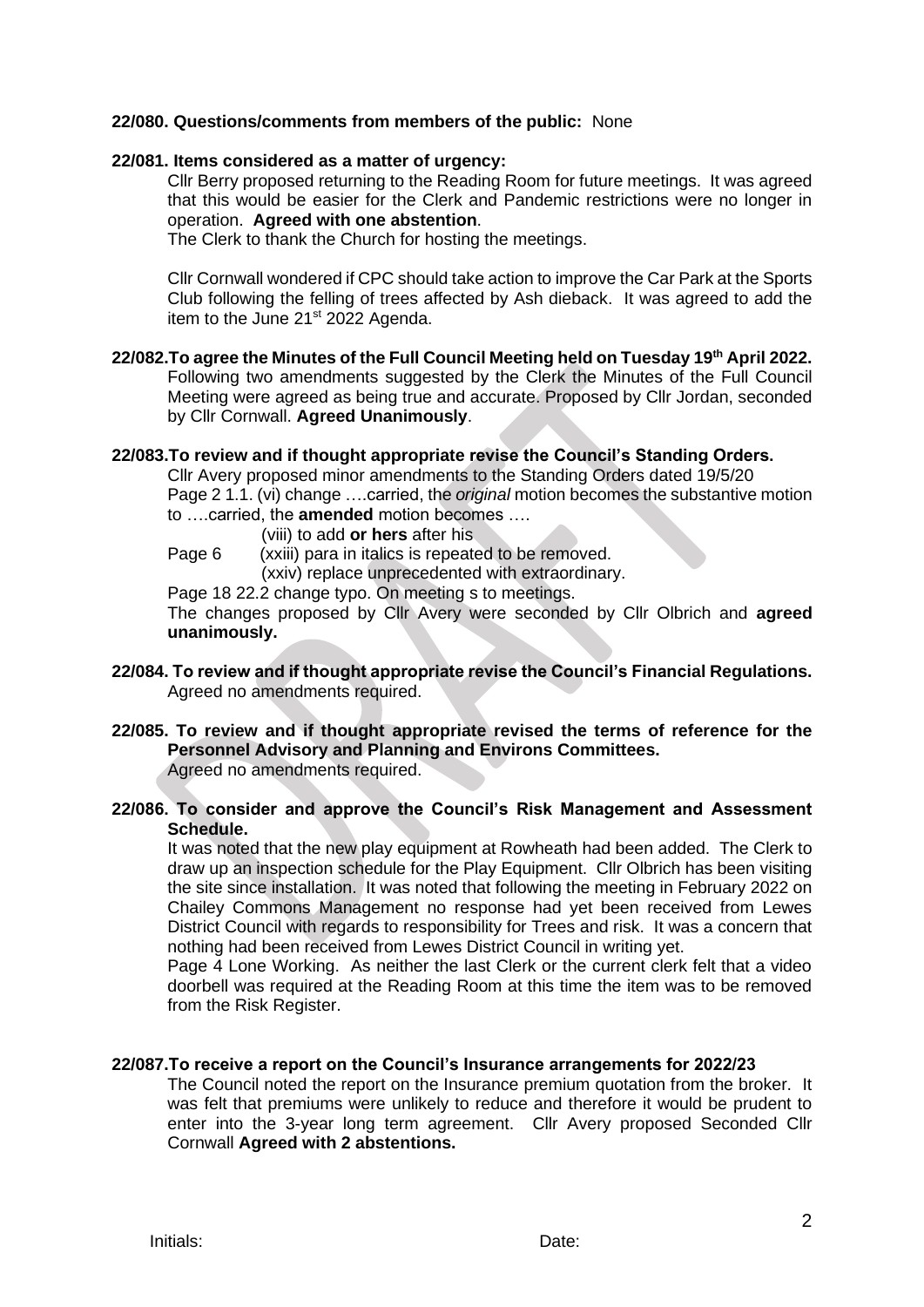**22/080. Questions/comments from members of the public:** None

**22/081. Items considered as a matter of urgency:**

Cllr Berry proposed returning to the Reading Room for future meetings. It was agreed that this would be easier for the Clerk and Pandemic restrictions were no longer in operation. **Agreed with one abstention**.

The Clerk to thank the Church for hosting the meetings.

Cllr Cornwall wondered if CPC should take action to improve the Car Park at the Sports Club following the felling of trees affected by Ash dieback. It was agreed to add the item to the June 21st 2022 Agenda.

**22/082.To agree the Minutes of the Full Council Meeting held on Tuesday 19th April 2022.**

Following two amendments suggested by the Clerk the Minutes of the Full Council Meeting were agreed as being true and accurate. Proposed by Cllr Jordan, seconded by Cllr Cornwall. **Agreed Unanimously**.

**22/083.To review and if thought appropriate revise the Council's Standing Orders.**

Cllr Avery proposed minor amendments to the Standing Orders dated 19/5/20

Page 2 1.1. (vi) change ….carried, the *original* motion becomes the substantive motion to ….carried, the **amended** motion becomes ….

(viii) to add **or hers** after his

Page 6 (xxiii) para in italics is repeated to be removed.

(xxiv) replace unprecedented with extraordinary.

Page 18 22.2 change typo. On meeting s to meetings.

The changes proposed by Cllr Avery were seconded by Cllr Olbrich and **agreed unanimously.**

**22/084. To review and if thought appropriate revise the Council's Financial Regulations.**

Agreed no amendments required.

**22/085. To review and if thought appropriate revised the terms of reference for the Personnel Advisory and Planning and Environs Committees.**

Agreed no amendments required.

**22/086. To consider and approve the Council's Risk Management and Assessment Schedule.**

It was noted that the new play equipment at Rowheath had been added. The Clerk to draw up an inspection schedule for the Play Equipment. Cllr Olbrich has been visiting the site since installation. It was noted that following the meeting in February 2022 on Chailey Commons Management no response had yet been received from Lewes District Council with regards to responsibility for Trees and risk. It was a concern that nothing had been received from Lewes District Council in writing yet.

Page 4 Lone Working. As neither the last Clerk or the current clerk felt that a video doorbell was required at the Reading Room at this time the item was to be removed from the Risk Register.

**22/087.To receive a report on the Council's Insurance arrangements for 2022/23**

The Council noted the report on the Insurance premium quotation from the broker. It was felt that premiums were unlikely to reduce and therefore it would be prudent to enter into the 3-year long term agreement. Cllr Avery proposed Seconded Cllr Cornwall **Agreed with 2 abstentions.**

Initials: Date: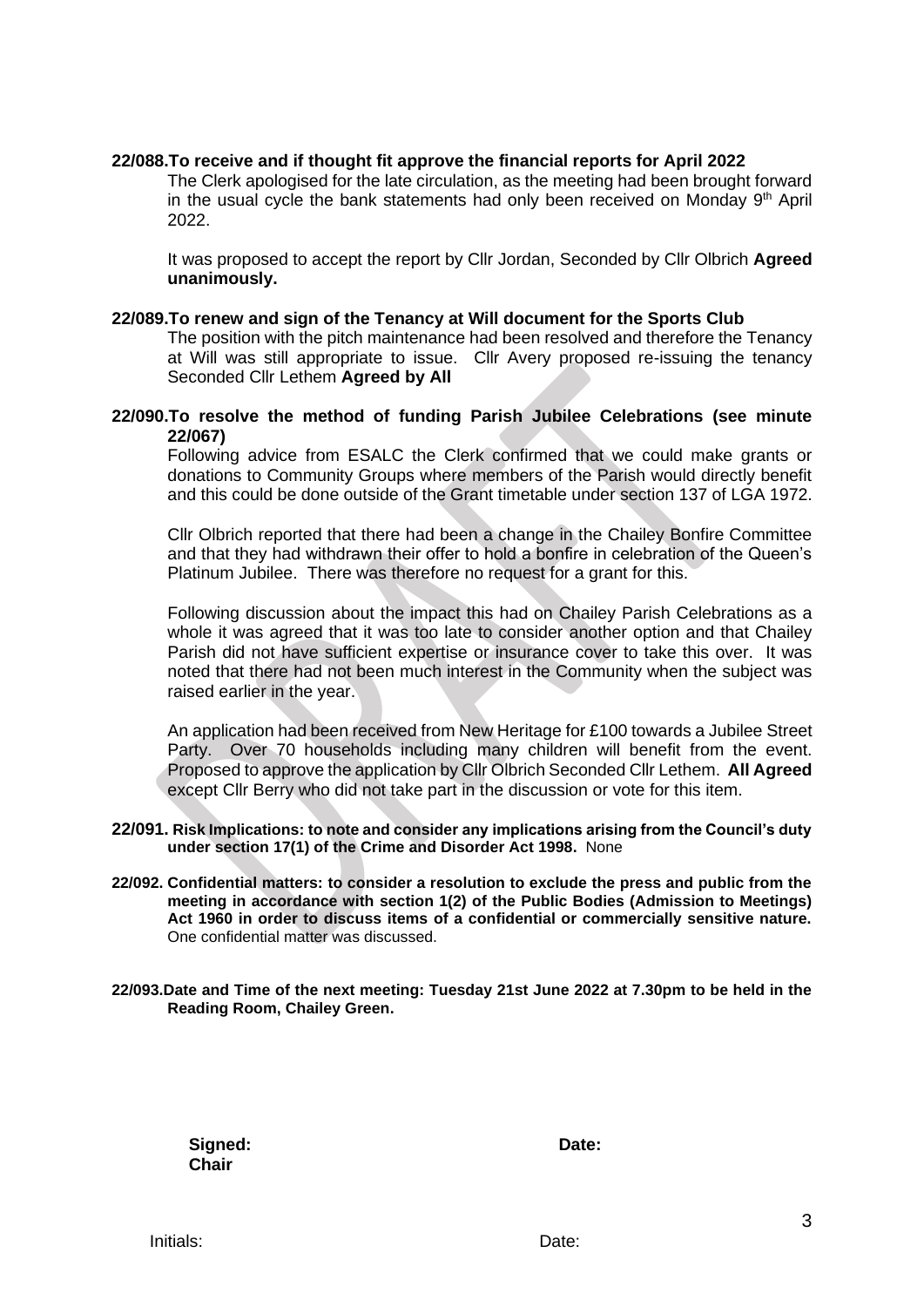**22/088.To receive and if thought fit approve the financial reports for April 2022**

The Clerk apologised for the late circulation, as the meeting had been brought forward in the usual cycle the bank statements had only been received on Monday 9th April 2022.

It was proposed to accept the report by Cllr Jordan, Seconded by Cllr Olbrich **Agreed unanimously.**

**22/089.To renew and sign of the Tenancy at Will document for the Sports Club**

The position with the pitch maintenance had been resolved and therefore the Tenancy at Will was still appropriate to issue. Cllr Avery proposed re-issuing the tenancy Seconded Cllr Lethem **Agreed by All**

**22/090.To resolve the method of funding Parish Jubilee Celebrations (see minute 22/067)**

Following advice from ESALC the Clerk confirmed that we could make grants or donations to Community Groups where members of the Parish would directly benefit and this could be done outside of the Grant timetable under section 137 of LGA 1972.

Cllr Olbrich reported that there had been a change in the Chailey Bonfire Committee and that they had withdrawn their offer to hold a bonfire in celebration of the Queen's Platinum Jubilee. There was therefore no request for a grant for this.

Following discussion about the impact this had on Chailey Parish Celebrations as a whole it was agreed that it was too late to consider another option and that Chailey Parish did not have sufficient expertise or insurance cover to take this over. It was noted that there had not been much interest in the Community when the subject was raised earlier in the year.

An application had been received from New Heritage for £100 towards a Jubilee Street Party. Over 70 households including many children will benefit from the event. Proposed to approve the application by Cllr Olbrich Seconded Cllr Lethem. **All Agreed** except Cllr Berry who did not take part in the discussion or vote for this item.

**22/091. Risk Implications: to note and consider any implications arising from the Council's duty under section 17(1) of the Crime and Disorder Act 1998.** None

**22/092. Confidential matters: to consider a resolution to exclude the press and public from the meeting in accordance with section 1(2) of the Public Bodies (Admission to Meetings) Act 1960 in order to discuss items of a confidential or commercially sensitive nature.** One confidential matter was discussed.

**22/093.Date and Time of the next meeting: Tuesday 21st June 2022 at 7.30pm to be held in the Reading Room, Chailey Green.**

**Signed:** **Date:**

**Chair**

Initials: Date: